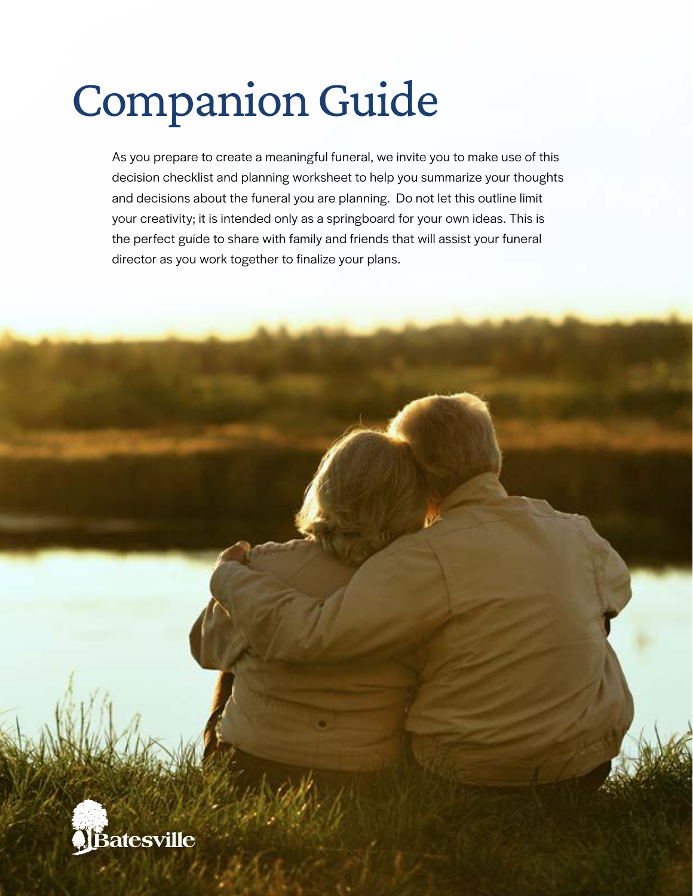# Companion Guide

As you prepare to create a meaningful funeral, we invite you to make use of this decision checklist and planning worksheet to help you summarize your thoughts and decisions about the funeral you are planning.  Do not let this outline limit your creativity; it is intended only as a springboard for your own ideas. This is the perfect guide to share with family and friends that will assist your funeral director as you work together to finalize your plans.

Batesville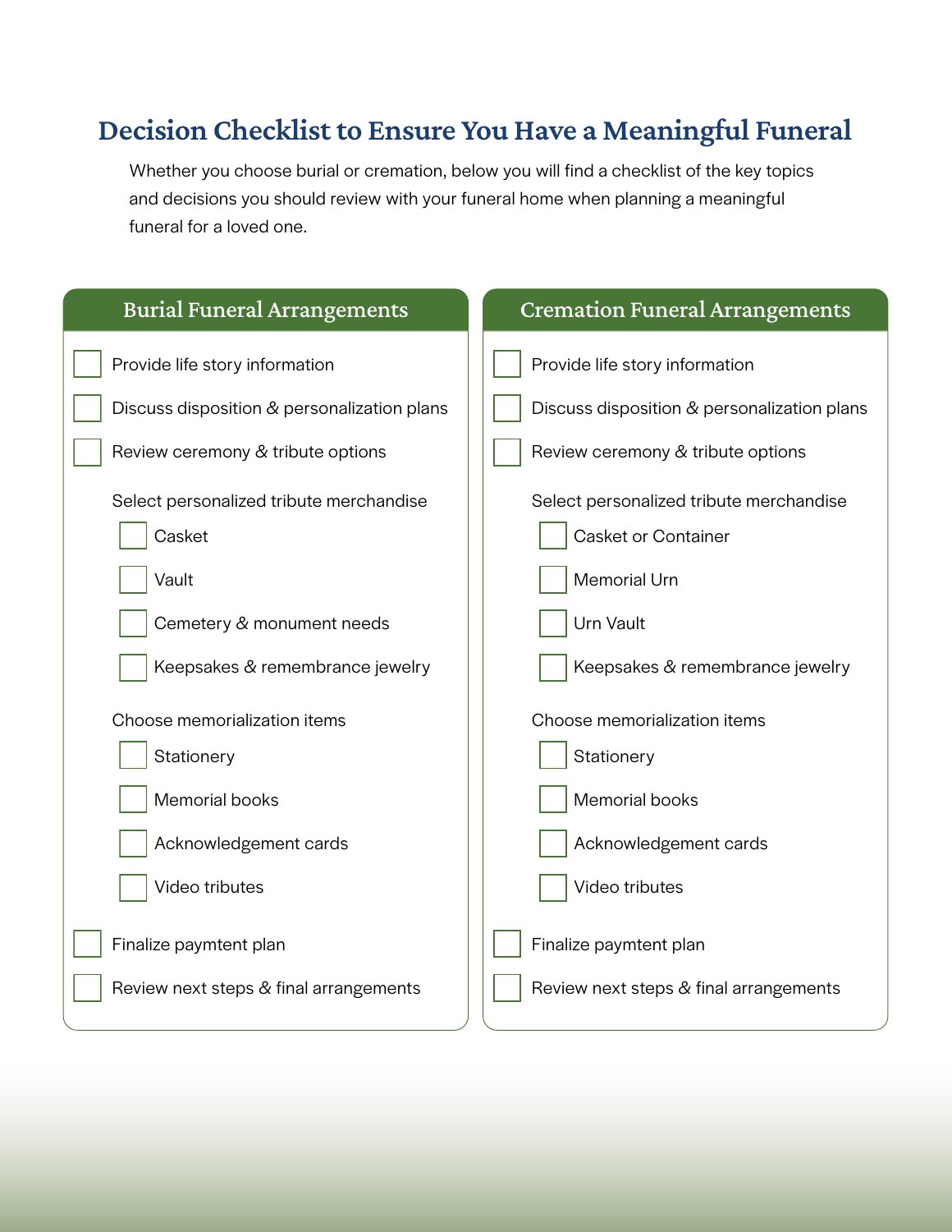# Decision Checklist to Ensure You Have a Meaningful Funeral

Whether you choose burial or cremation, below you will find a checklist of the key topics and decisions you should review with your funeral home when planning a meaningful funeral for a loved one.

## Burial Funeral Arrangements

- [ ] Provide life story information
- [ ] Discuss disposition & personalization plans
- [ ] Review ceremony & tribute options

Select personalized tribute merchandise

- [ ] Casket
- [ ] Vault
- [ ] Cemetery & monument needs
- [ ] Keepsakes & remembrance jewelry

Choose memorialization items

- [ ] Stationery
- [ ] Memorial books
- [ ] Acknowledgement cards
- [ ] Video tributes

- [ ] Finalize paymtent plan
- [ ] Review next steps & final arrangements

## Cremation Funeral Arrangements

- [ ] Provide life story information
- [ ] Discuss disposition & personalization plans
- [ ] Review ceremony & tribute options

Select personalized tribute merchandise

- [ ] Casket or Container
- [ ] Memorial Urn
- [ ] Urn Vault
- [ ] Keepsakes & remembrance jewelry

Choose memorialization items

- [ ] Stationery
- [ ] Memorial books
- [ ] Acknowledgement cards
- [ ] Video tributes

- [ ] Finalize paymtent plan
- [ ] Review next steps & final arrangements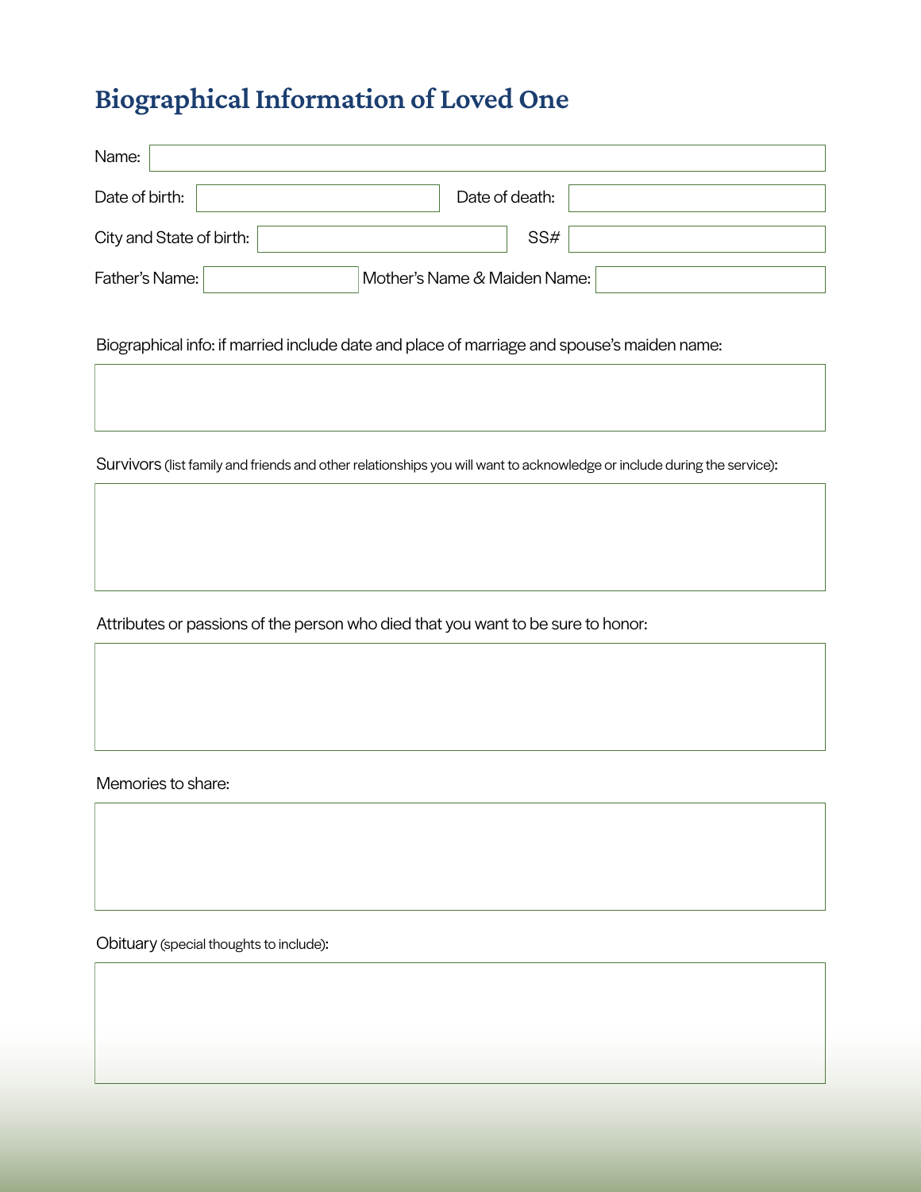# Biographical Information of Loved One

Name:

Date of birth: Date of death:

City and State of birth: SS#

Father's Name: Mother's Name & Maiden Name:

Biographical info: if married include date and place of marriage and spouse's maiden name:

Survivors (list family and friends and other relationships you will want to acknowledge or include during the service):

Attributes or passions of the person who died that you want to be sure to honor:

Memories to share:

Obituary (special thoughts to include):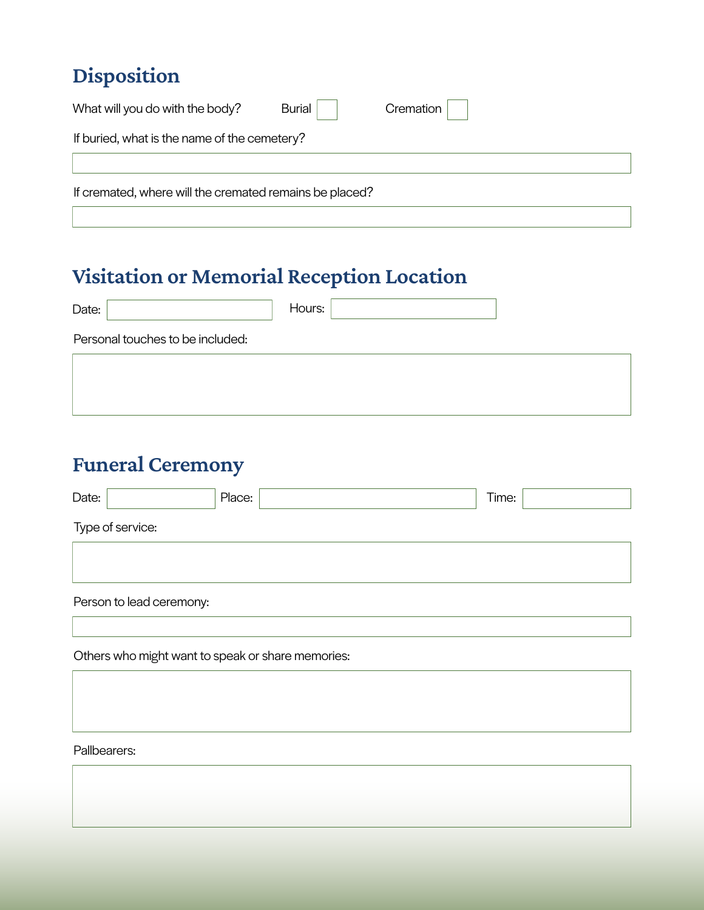## Disposition

What will you do with the body? Burial ☐ Cremation ☐

If buried, what is the name of the cemetery?

If cremated, where will the cremated remains be placed?

## Visitation or Memorial Reception Location

Date: Hours:

Personal touches to be included:

## Funeral Ceremony

Date: Place: Time:

Type of service:

Person to lead ceremony:

Others who might want to speak or share memories:

Pallbearers: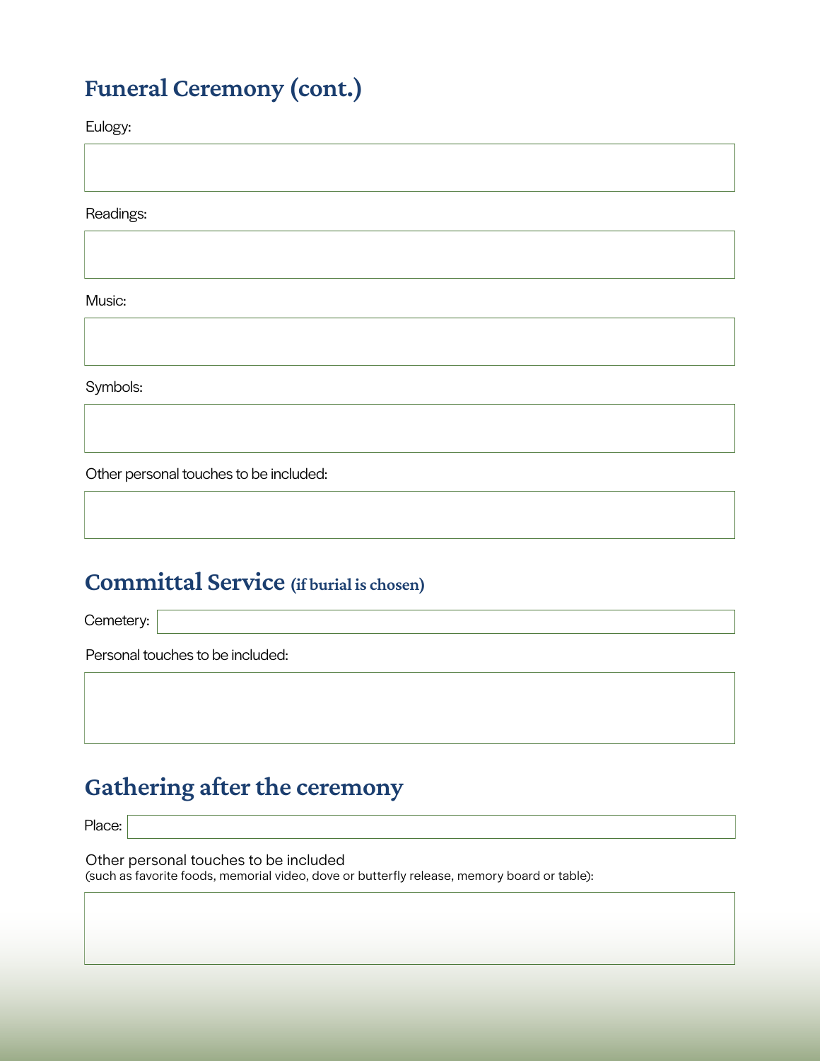## Funeral Ceremony (cont.)

Eulogy:

Readings:

Music:

Symbols:

Other personal touches to be included:

## Committal Service (if burial is chosen)

Cemetery:

Personal touches to be included:

## Gathering after the ceremony

Place:

Other personal touches to be included
(such as favorite foods, memorial video, dove or butterfly release, memory board or table):